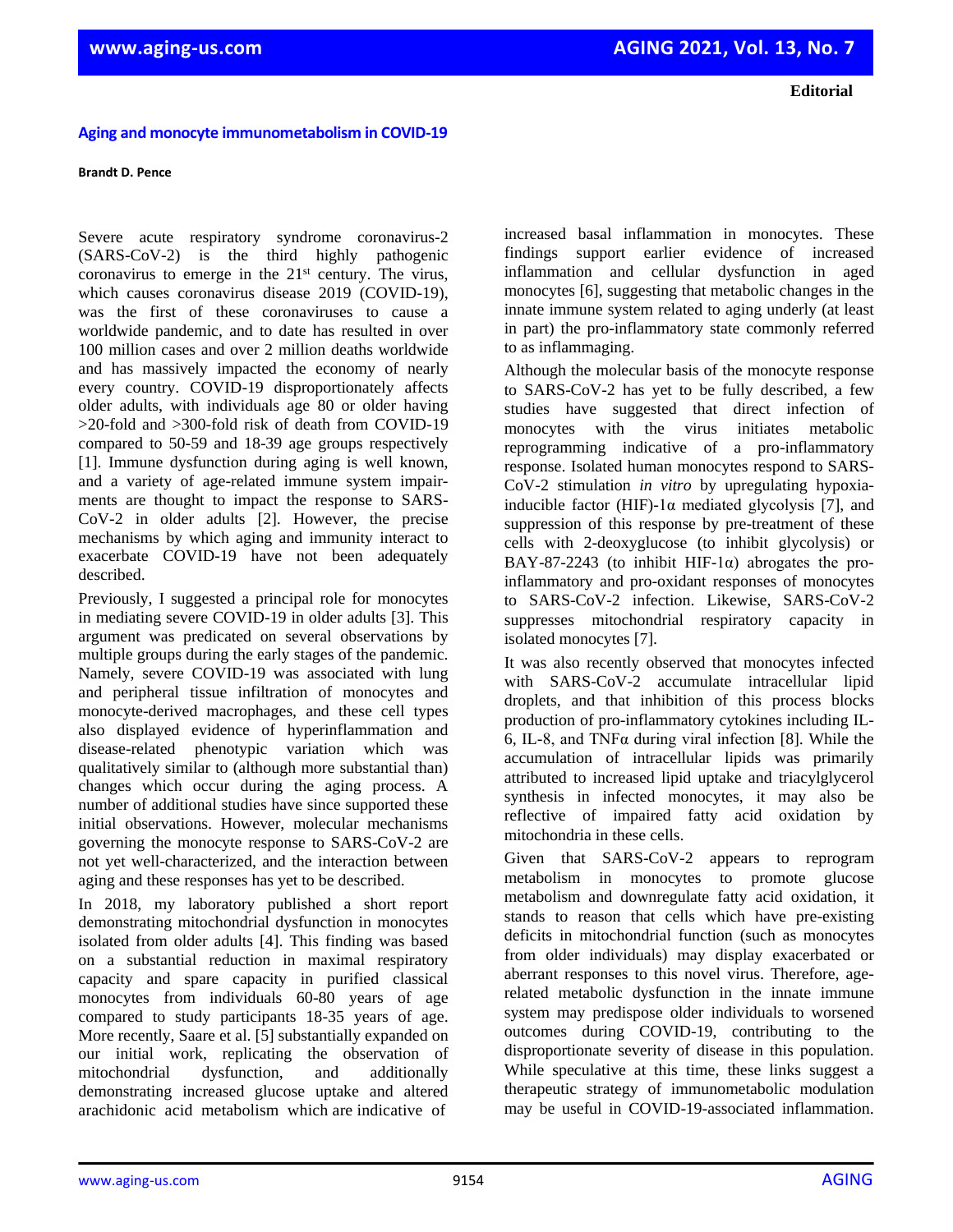Editorial

# Aging and monocyte immunometabolism in COVID-19

**Brandt D. Pence**

Severe acute respiratory syndrome coronavirus-2 (SARS-CoV-2) is the third highly pathogenic coronavirus to emerge in the 21st century. The virus, which causes coronavirus disease 2019 (COVID-19), was the first of these coronaviruses to cause a worldwide pandemic, and to date has resulted in over 100 million cases and over 2 million deaths worldwide and has massively impacted the economy of nearly every country. COVID-19 disproportionately affects older adults, with individuals age 80 or older having >20-fold and >300-fold risk of death from COVID-19 compared to 50-59 and 18-39 age groups respectively [1]. Immune dysfunction during aging is well known, and a variety of age-related immune system impairments are thought to impact the response to SARS-CoV-2 in older adults [2]. However, the precise mechanisms by which aging and immunity interact to exacerbate COVID-19 have not been adequately described.

Previously, I suggested a principal role for monocytes in mediating severe COVID-19 in older adults [3]. This argument was predicated on several observations by multiple groups during the early stages of the pandemic. Namely, severe COVID-19 was associated with lung and peripheral tissue infiltration of monocytes and monocyte-derived macrophages, and these cell types also displayed evidence of hyperinflammation and disease-related phenotypic variation which was qualitatively similar to (although more substantial than) changes which occur during the aging process. A number of additional studies have since supported these initial observations. However, molecular mechanisms governing the monocyte response to SARS-CoV-2 are not yet well-characterized, and the interaction between aging and these responses has yet to be described.

In 2018, my laboratory published a short report demonstrating mitochondrial dysfunction in monocytes isolated from older adults [4]. This finding was based on a substantial reduction in maximal respiratory capacity and spare capacity in purified classical monocytes from individuals 60-80 years of age compared to study participants 18-35 years of age. More recently, Saare et al. [5] substantially expanded on our initial work, replicating the observation of mitochondrial dysfunction, and additionally demonstrating increased glucose uptake and altered arachidonic acid metabolism which are indicative of increased basal inflammation in monocytes. These findings support earlier evidence of increased inflammation and cellular dysfunction in aged monocytes [6], suggesting that metabolic changes in the innate immune system related to aging underly (at least in part) the pro-inflammatory state commonly referred to as inflammaging.

Although the molecular basis of the monocyte response to SARS-CoV-2 has yet to be fully described, a few studies have suggested that direct infection of monocytes with the virus initiates metabolic reprogramming indicative of a pro-inflammatory response. Isolated human monocytes respond to SARS-CoV-2 stimulation *in vitro* by upregulating hypoxia-inducible factor (HIF)-1α mediated glycolysis [7], and suppression of this response by pre-treatment of these cells with 2-deoxyglucose (to inhibit glycolysis) or BAY-87-2243 (to inhibit HIF-1α) abrogates the pro-inflammatory and pro-oxidant responses of monocytes to SARS-CoV-2 infection. Likewise, SARS-CoV-2 suppresses mitochondrial respiratory capacity in isolated monocytes [7].

It was also recently observed that monocytes infected with SARS-CoV-2 accumulate intracellular lipid droplets, and that inhibition of this process blocks production of pro-inflammatory cytokines including IL-6, IL-8, and TNFα during viral infection [8]. While the accumulation of intracellular lipids was primarily attributed to increased lipid uptake and triacylglycerol synthesis in infected monocytes, it may also be reflective of impaired fatty acid oxidation by mitochondria in these cells.

Given that SARS-CoV-2 appears to reprogram metabolism in monocytes to promote glucose metabolism and downregulate fatty acid oxidation, it stands to reason that cells which have pre-existing deficits in mitochondrial function (such as monocytes from older individuals) may display exacerbated or aberrant responses to this novel virus. Therefore, age-related metabolic dysfunction in the innate immune system may predispose older individuals to worsened outcomes during COVID-19, contributing to the disproportionate severity of disease in this population. While speculative at this time, these links suggest a therapeutic strategy of immunometabolic modulation may be useful in COVID-19-associated inflammation.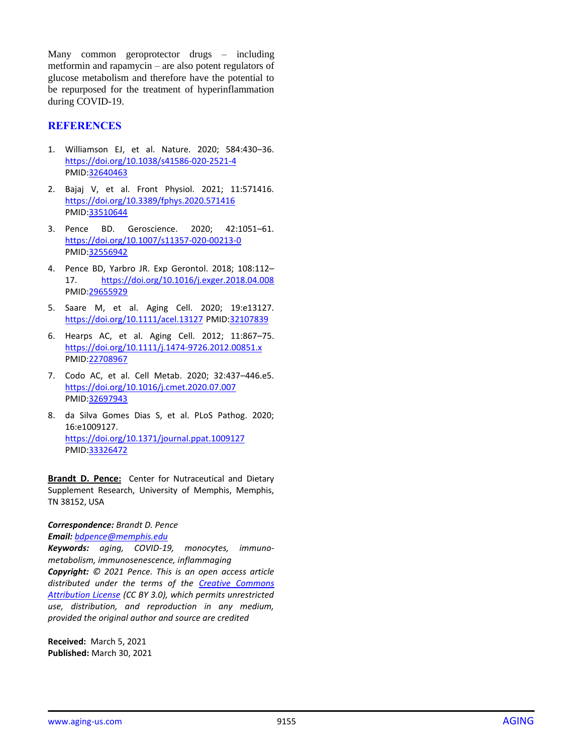Many common geroprotector drugs – including metformin and rapamycin – are also potent regulators of glucose metabolism and therefore have the potential to be repurposed for the treatment of hyperinflammation during COVID-19.

## REFERENCES

1. Williamson EJ, et al. Nature. 2020; 584:430–36. https://doi.org/10.1038/s41586-020-2521-4 PMID:32640463

2. Bajaj V, et al. Front Physiol. 2021; 11:571416. https://doi.org/10.3389/fphys.2020.571416 PMID:33510644

3. Pence BD. Geroscience. 2020; 42:1051–61. https://doi.org/10.1007/s11357-020-00213-0 PMID:32556942

4. Pence BD, Yarbro JR. Exp Gerontol. 2018; 108:112–17. https://doi.org/10.1016/j.exger.2018.04.008 PMID:29655929

5. Saare M, et al. Aging Cell. 2020; 19:e13127. https://doi.org/10.1111/acel.13127 PMID:32107839

6. Hearps AC, et al. Aging Cell. 2012; 11:867–75. https://doi.org/10.1111/j.1474-9726.2012.00851.x PMID:22708967

7. Codo AC, et al. Cell Metab. 2020; 32:437–446.e5. https://doi.org/10.1016/j.cmet.2020.07.007 PMID:32697943

8. da Silva Gomes Dias S, et al. PLoS Pathog. 2020; 16:e1009127. https://doi.org/10.1371/journal.ppat.1009127 PMID:33326472

**Brandt D. Pence:** Center for Nutraceutical and Dietary Supplement Research, University of Memphis, Memphis, TN 38152, USA

***Correspondence:*** *Brandt D. Pence*
***Email:*** *bdpence@memphis.edu*
***Keywords:*** *aging, COVID-19, monocytes, immunometabolism, immunosenescence, inflammaging*
***Copyright:*** *© 2021 Pence. This is an open access article distributed under the terms of the Creative Commons Attribution License (CC BY 3.0), which permits unrestricted use, distribution, and reproduction in any medium, provided the original author and source are credited*

**Received:** March 5, 2021
**Published:** March 30, 2021